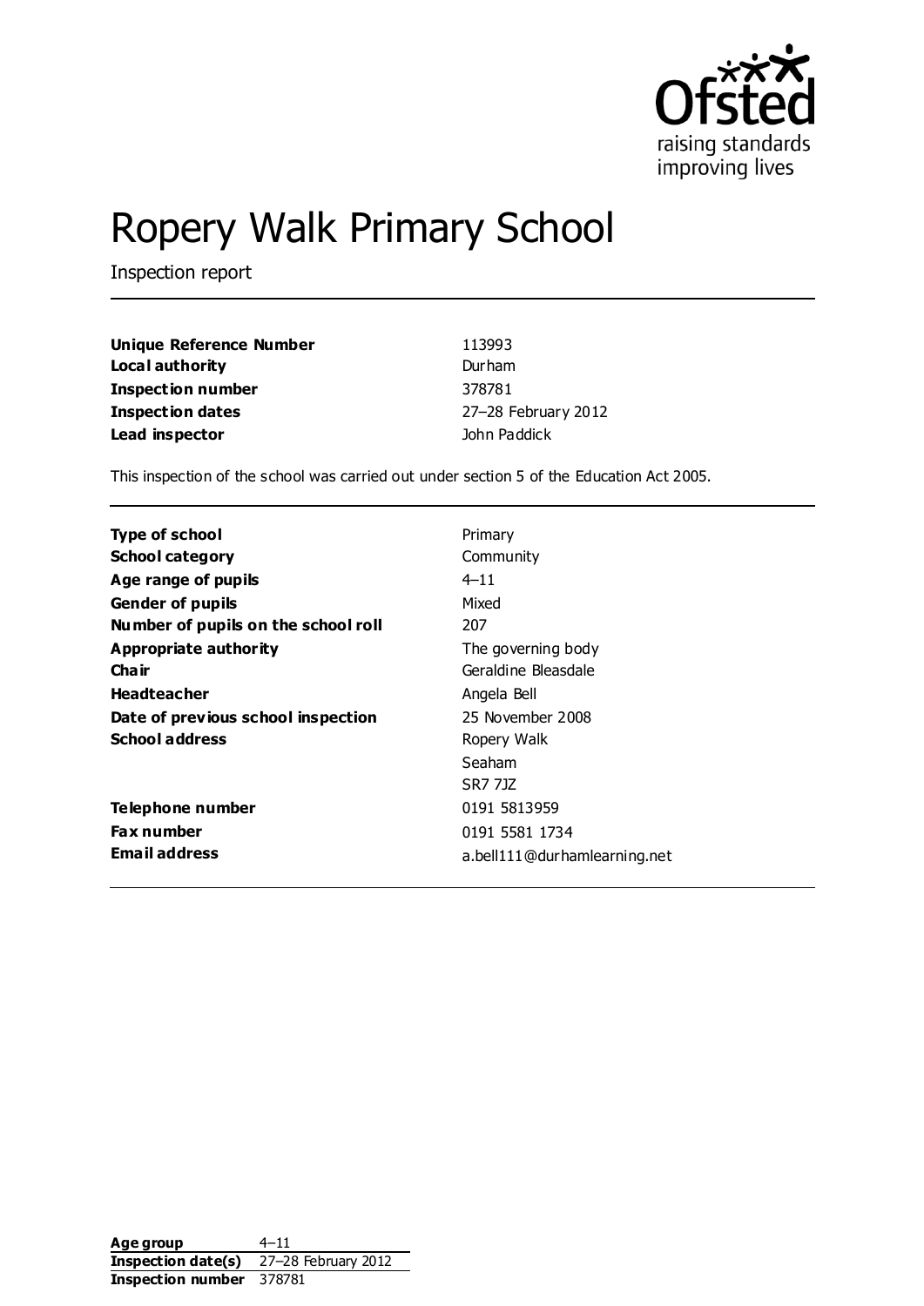# Ropery Walk Primary School

Inspection report

| | |
|---|---|
| **Unique Reference Number** | 113993 |
| **Local authority** | Durham |
| **Inspection number** | 378781 |
| **Inspection dates** | 27–28 February 2012 |
| **Lead inspector** | John Paddick |

This inspection of the school was carried out under section 5 of the Education Act 2005.

| | |
|---|---|
| **Type of school** | Primary |
| **School category** | Community |
| **Age range of pupils** | 4–11 |
| **Gender of pupils** | Mixed |
| **Number of pupils on the school roll** | 207 |
| **Appropriate authority** | The governing body |
| **Chair** | Geraldine Bleasdale |
| **Headteacher** | Angela Bell |
| **Date of previous school inspection** | 25 November 2008 |
| **School address** | Ropery Walk<br>Seaham<br>SR7 7JZ |
| **Telephone number** | 0191 5813959 |
| **Fax number** | 0191 5581 1734 |
| **Email address** | a.bell111@durhamlearning.net |

| | |
|---|---|
| **Age group** | 4–11 |
| **Inspection date(s)** | 27–28 February 2012 |
| **Inspection number** | 378781 |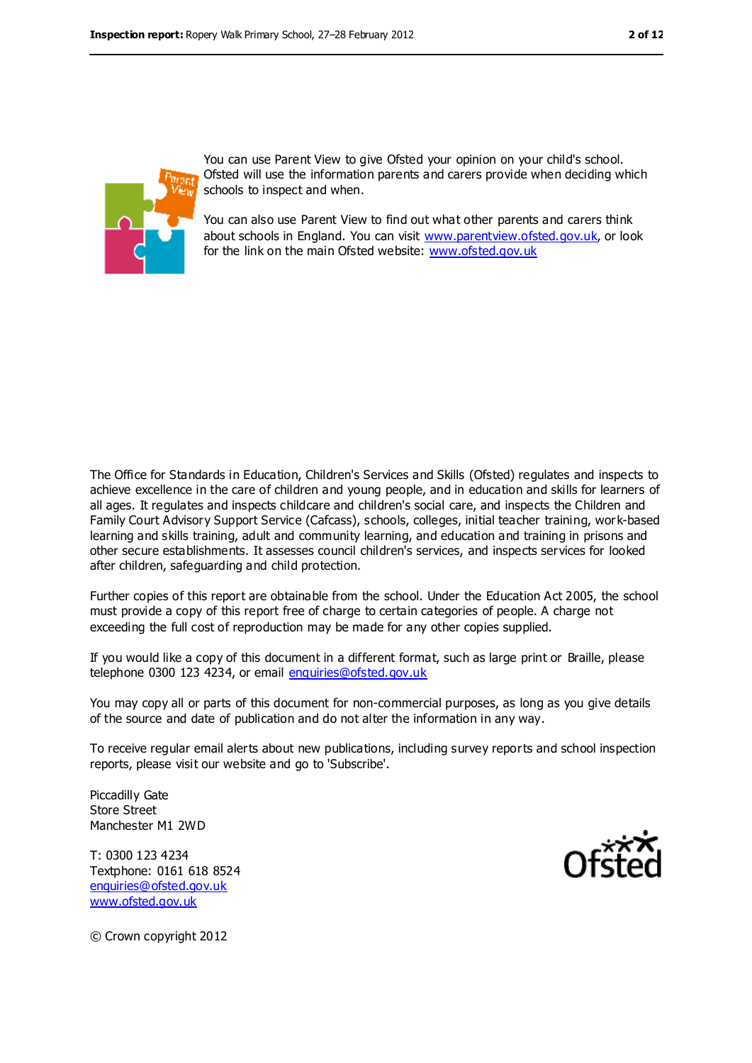You can use Parent View to give Ofsted your opinion on your child's school. Ofsted will use the information parents and carers provide when deciding which schools to inspect and when.

You can also use Parent View to find out what other parents and carers think about schools in England. You can visit www.parentview.ofsted.gov.uk, or look for the link on the main Ofsted website: www.ofsted.gov.uk

The Office for Standards in Education, Children's Services and Skills (Ofsted) regulates and inspects to achieve excellence in the care of children and young people, and in education and skills for learners of all ages. It regulates and inspects childcare and children's social care, and inspects the Children and Family Court Advisory Support Service (Cafcass), schools, colleges, initial teacher training, work-based learning and skills training, adult and community learning, and education and training in prisons and other secure establishments. It assesses council children's services, and inspects services for looked after children, safeguarding and child protection.

Further copies of this report are obtainable from the school. Under the Education Act 2005, the school must provide a copy of this report free of charge to certain categories of people. A charge not exceeding the full cost of reproduction may be made for any other copies supplied.

If you would like a copy of this document in a different format, such as large print or Braille, please telephone 0300 123 4234, or email enquiries@ofsted.gov.uk

You may copy all or parts of this document for non-commercial purposes, as long as you give details of the source and date of publication and do not alter the information in any way.

To receive regular email alerts about new publications, including survey reports and school inspection reports, please visit our website and go to 'Subscribe'.

Piccadilly Gate
Store Street
Manchester M1 2WD

T: 0300 123 4234
Textphone: 0161 618 8524
enquiries@ofsted.gov.uk
www.ofsted.gov.uk

© Crown copyright 2012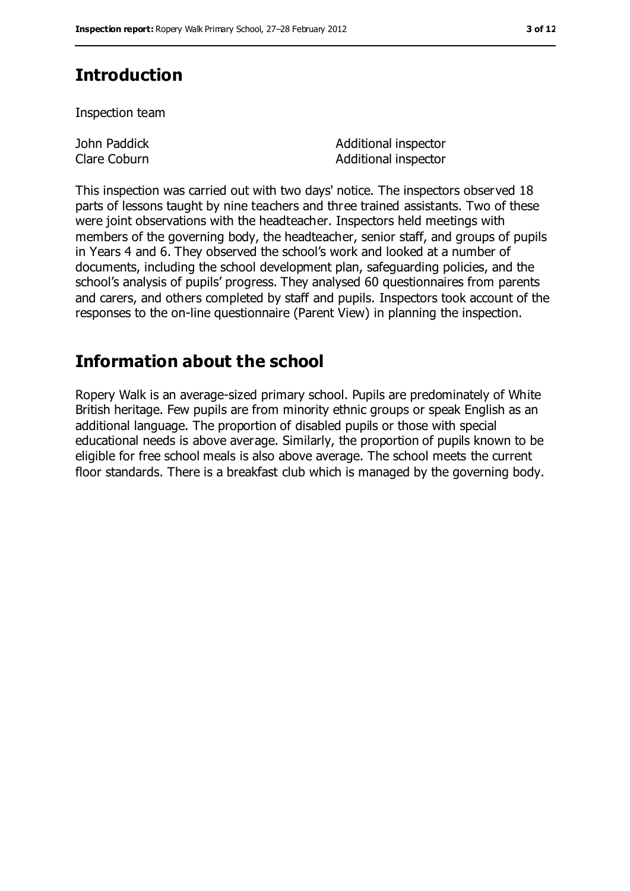## Introduction

Inspection team

| | |
|---|---|
| John Paddick | Additional inspector |
| Clare Coburn | Additional inspector |

This inspection was carried out with two days' notice. The inspectors observed 18 parts of lessons taught by nine teachers and three trained assistants. Two of these were joint observations with the headteacher. Inspectors held meetings with members of the governing body, the headteacher, senior staff, and groups of pupils in Years 4 and 6. They observed the school's work and looked at a number of documents, including the school development plan, safeguarding policies, and the school's analysis of pupils' progress. They analysed 60 questionnaires from parents and carers, and others completed by staff and pupils. Inspectors took account of the responses to the on-line questionnaire (Parent View) in planning the inspection.

## Information about the school

Ropery Walk is an average-sized primary school. Pupils are predominately of White British heritage. Few pupils are from minority ethnic groups or speak English as an additional language. The proportion of disabled pupils or those with special educational needs is above average. Similarly, the proportion of pupils known to be eligible for free school meals is also above average. The school meets the current floor standards. There is a breakfast club which is managed by the governing body.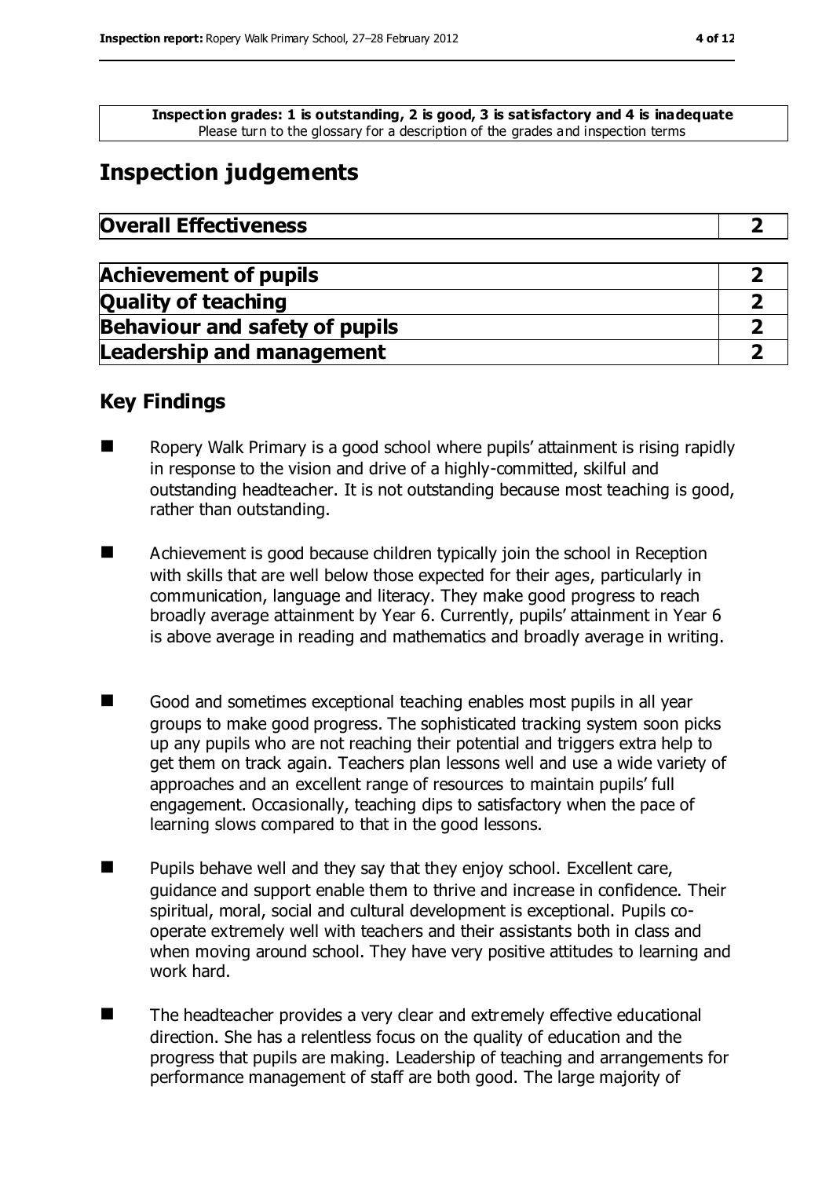**Inspection grades: 1 is outstanding, 2 is good, 3 is satisfactory and 4 is inadequate**
Please turn to the glossary for a description of the grades and inspection terms

## Inspection judgements

| **Overall Effectiveness** | **2** |
|---|---|

| **Achievement of pupils** | **2** |
|---|---|
| **Quality of teaching** | **2** |
| **Behaviour and safety of pupils** | **2** |
| **Leadership and management** | **2** |

### Key Findings

- Ropery Walk Primary is a good school where pupils' attainment is rising rapidly in response to the vision and drive of a highly-committed, skilful and outstanding headteacher. It is not outstanding because most teaching is good, rather than outstanding.
- Achievement is good because children typically join the school in Reception with skills that are well below those expected for their ages, particularly in communication, language and literacy. They make good progress to reach broadly average attainment by Year 6. Currently, pupils' attainment in Year 6 is above average in reading and mathematics and broadly average in writing.
- Good and sometimes exceptional teaching enables most pupils in all year groups to make good progress. The sophisticated tracking system soon picks up any pupils who are not reaching their potential and triggers extra help to get them on track again. Teachers plan lessons well and use a wide variety of approaches and an excellent range of resources to maintain pupils' full engagement. Occasionally, teaching dips to satisfactory when the pace of learning slows compared to that in the good lessons.
- Pupils behave well and they say that they enjoy school. Excellent care, guidance and support enable them to thrive and increase in confidence. Their spiritual, moral, social and cultural development is exceptional. Pupils co-operate extremely well with teachers and their assistants both in class and when moving around school. They have very positive attitudes to learning and work hard.
- The headteacher provides a very clear and extremely effective educational direction. She has a relentless focus on the quality of education and the progress that pupils are making. Leadership of teaching and arrangements for performance management of staff are both good. The large majority of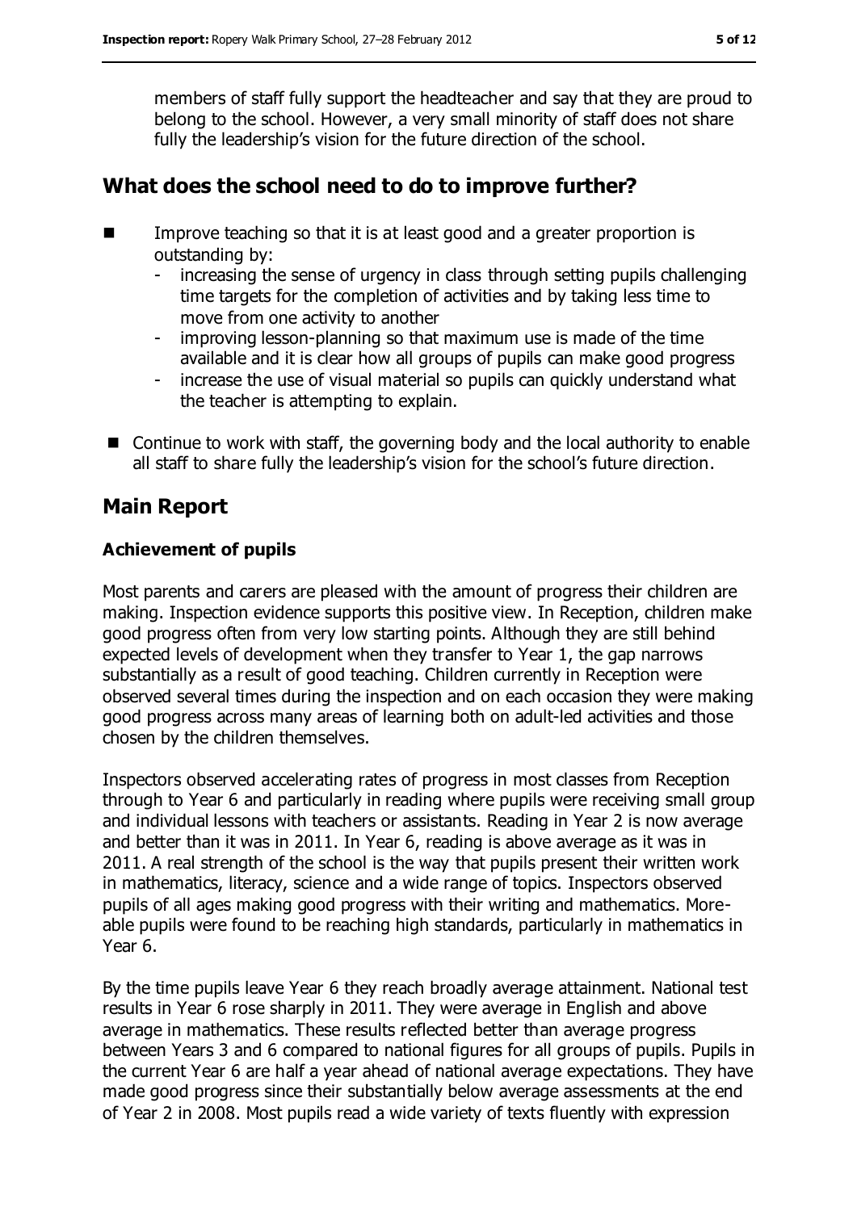members of staff fully support the headteacher and say that they are proud to belong to the school. However, a very small minority of staff does not share fully the leadership's vision for the future direction of the school.

## What does the school need to do to improve further?

- Improve teaching so that it is at least good and a greater proportion is outstanding by:
  - increasing the sense of urgency in class through setting pupils challenging time targets for the completion of activities and by taking less time to move from one activity to another
  - improving lesson-planning so that maximum use is made of the time available and it is clear how all groups of pupils can make good progress
  - increase the use of visual material so pupils can quickly understand what the teacher is attempting to explain.
- Continue to work with staff, the governing body and the local authority to enable all staff to share fully the leadership's vision for the school's future direction.

## Main Report

### Achievement of pupils

Most parents and carers are pleased with the amount of progress their children are making. Inspection evidence supports this positive view. In Reception, children make good progress often from very low starting points. Although they are still behind expected levels of development when they transfer to Year 1, the gap narrows substantially as a result of good teaching. Children currently in Reception were observed several times during the inspection and on each occasion they were making good progress across many areas of learning both on adult-led activities and those chosen by the children themselves.

Inspectors observed accelerating rates of progress in most classes from Reception through to Year 6 and particularly in reading where pupils were receiving small group and individual lessons with teachers or assistants. Reading in Year 2 is now average and better than it was in 2011. In Year 6, reading is above average as it was in 2011. A real strength of the school is the way that pupils present their written work in mathematics, literacy, science and a wide range of topics. Inspectors observed pupils of all ages making good progress with their writing and mathematics. More-able pupils were found to be reaching high standards, particularly in mathematics in Year 6.

By the time pupils leave Year 6 they reach broadly average attainment. National test results in Year 6 rose sharply in 2011. They were average in English and above average in mathematics. These results reflected better than average progress between Years 3 and 6 compared to national figures for all groups of pupils. Pupils in the current Year 6 are half a year ahead of national average expectations. They have made good progress since their substantially below average assessments at the end of Year 2 in 2008. Most pupils read a wide variety of texts fluently with expression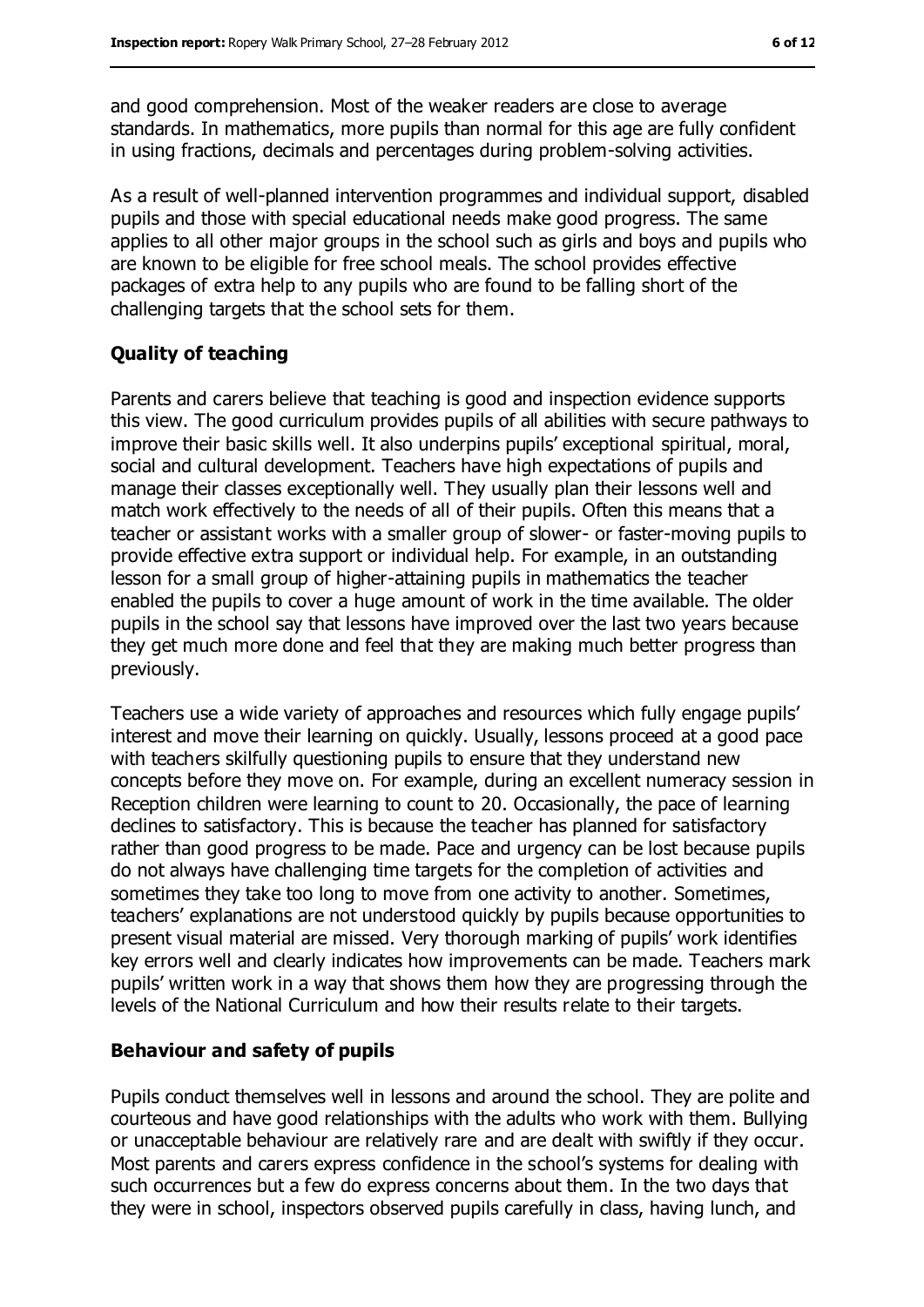and good comprehension. Most of the weaker readers are close to average standards. In mathematics, more pupils than normal for this age are fully confident in using fractions, decimals and percentages during problem-solving activities.

As a result of well-planned intervention programmes and individual support, disabled pupils and those with special educational needs make good progress. The same applies to all other major groups in the school such as girls and boys and pupils who are known to be eligible for free school meals. The school provides effective packages of extra help to any pupils who are found to be falling short of the challenging targets that the school sets for them.

## Quality of teaching

Parents and carers believe that teaching is good and inspection evidence supports this view. The good curriculum provides pupils of all abilities with secure pathways to improve their basic skills well. It also underpins pupils' exceptional spiritual, moral, social and cultural development. Teachers have high expectations of pupils and manage their classes exceptionally well. They usually plan their lessons well and match work effectively to the needs of all of their pupils. Often this means that a teacher or assistant works with a smaller group of slower- or faster-moving pupils to provide effective extra support or individual help. For example, in an outstanding lesson for a small group of higher-attaining pupils in mathematics the teacher enabled the pupils to cover a huge amount of work in the time available. The older pupils in the school say that lessons have improved over the last two years because they get much more done and feel that they are making much better progress than previously.

Teachers use a wide variety of approaches and resources which fully engage pupils' interest and move their learning on quickly. Usually, lessons proceed at a good pace with teachers skilfully questioning pupils to ensure that they understand new concepts before they move on. For example, during an excellent numeracy session in Reception children were learning to count to 20. Occasionally, the pace of learning declines to satisfactory. This is because the teacher has planned for satisfactory rather than good progress to be made. Pace and urgency can be lost because pupils do not always have challenging time targets for the completion of activities and sometimes they take too long to move from one activity to another. Sometimes, teachers' explanations are not understood quickly by pupils because opportunities to present visual material are missed. Very thorough marking of pupils' work identifies key errors well and clearly indicates how improvements can be made. Teachers mark pupils' written work in a way that shows them how they are progressing through the levels of the National Curriculum and how their results relate to their targets.

## Behaviour and safety of pupils

Pupils conduct themselves well in lessons and around the school. They are polite and courteous and have good relationships with the adults who work with them. Bullying or unacceptable behaviour are relatively rare and are dealt with swiftly if they occur. Most parents and carers express confidence in the school's systems for dealing with such occurrences but a few do express concerns about them. In the two days that they were in school, inspectors observed pupils carefully in class, having lunch, and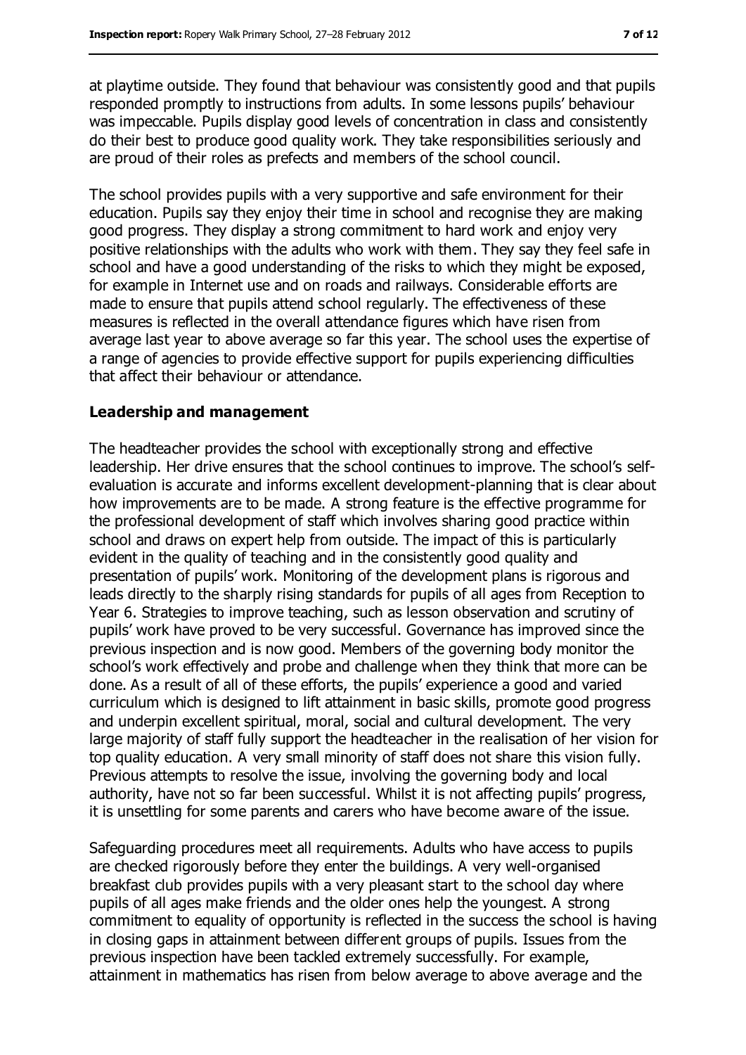at playtime outside. They found that behaviour was consistently good and that pupils responded promptly to instructions from adults. In some lessons pupils' behaviour was impeccable. Pupils display good levels of concentration in class and consistently do their best to produce good quality work. They take responsibilities seriously and are proud of their roles as prefects and members of the school council.

The school provides pupils with a very supportive and safe environment for their education. Pupils say they enjoy their time in school and recognise they are making good progress. They display a strong commitment to hard work and enjoy very positive relationships with the adults who work with them. They say they feel safe in school and have a good understanding of the risks to which they might be exposed, for example in Internet use and on roads and railways. Considerable efforts are made to ensure that pupils attend school regularly. The effectiveness of these measures is reflected in the overall attendance figures which have risen from average last year to above average so far this year. The school uses the expertise of a range of agencies to provide effective support for pupils experiencing difficulties that affect their behaviour or attendance.

**Leadership and management**

The headteacher provides the school with exceptionally strong and effective leadership. Her drive ensures that the school continues to improve. The school's self-evaluation is accurate and informs excellent development-planning that is clear about how improvements are to be made. A strong feature is the effective programme for the professional development of staff which involves sharing good practice within school and draws on expert help from outside. The impact of this is particularly evident in the quality of teaching and in the consistently good quality and presentation of pupils' work. Monitoring of the development plans is rigorous and leads directly to the sharply rising standards for pupils of all ages from Reception to Year 6. Strategies to improve teaching, such as lesson observation and scrutiny of pupils' work have proved to be very successful. Governance has improved since the previous inspection and is now good. Members of the governing body monitor the school's work effectively and probe and challenge when they think that more can be done. As a result of all of these efforts, the pupils' experience a good and varied curriculum which is designed to lift attainment in basic skills, promote good progress and underpin excellent spiritual, moral, social and cultural development. The very large majority of staff fully support the headteacher in the realisation of her vision for top quality education. A very small minority of staff does not share this vision fully. Previous attempts to resolve the issue, involving the governing body and local authority, have not so far been successful. Whilst it is not affecting pupils' progress, it is unsettling for some parents and carers who have become aware of the issue.

Safeguarding procedures meet all requirements. Adults who have access to pupils are checked rigorously before they enter the buildings. A very well-organised breakfast club provides pupils with a very pleasant start to the school day where pupils of all ages make friends and the older ones help the youngest. A strong commitment to equality of opportunity is reflected in the success the school is having in closing gaps in attainment between different groups of pupils. Issues from the previous inspection have been tackled extremely successfully. For example, attainment in mathematics has risen from below average to above average and the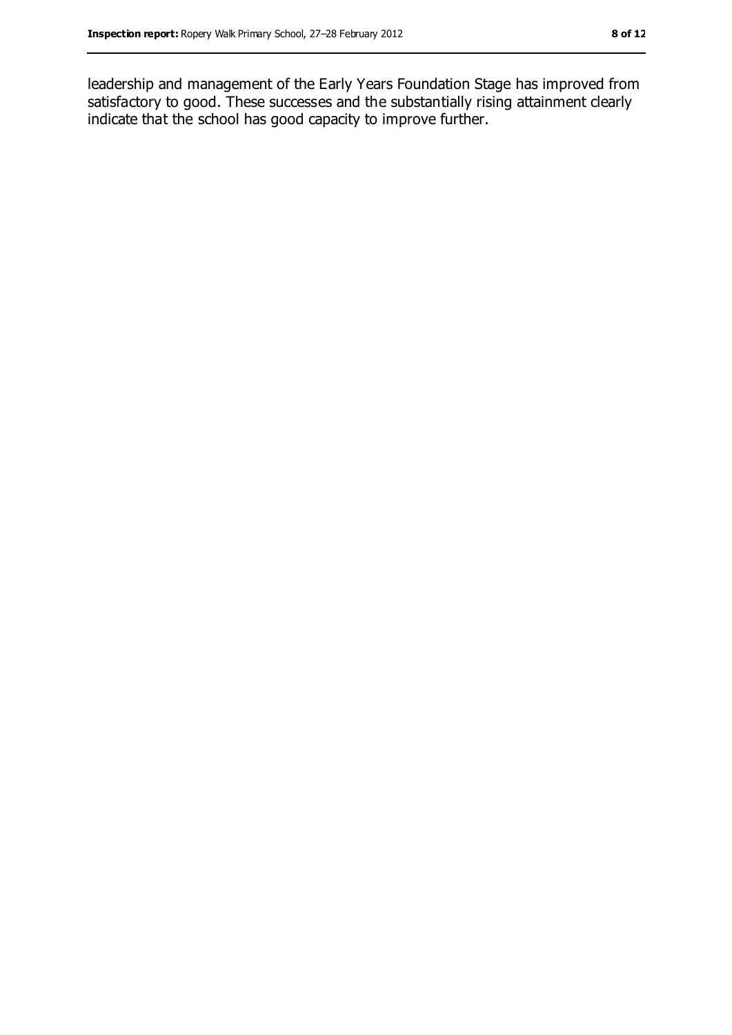leadership and management of the Early Years Foundation Stage has improved from satisfactory to good. These successes and the substantially rising attainment clearly indicate that the school has good capacity to improve further.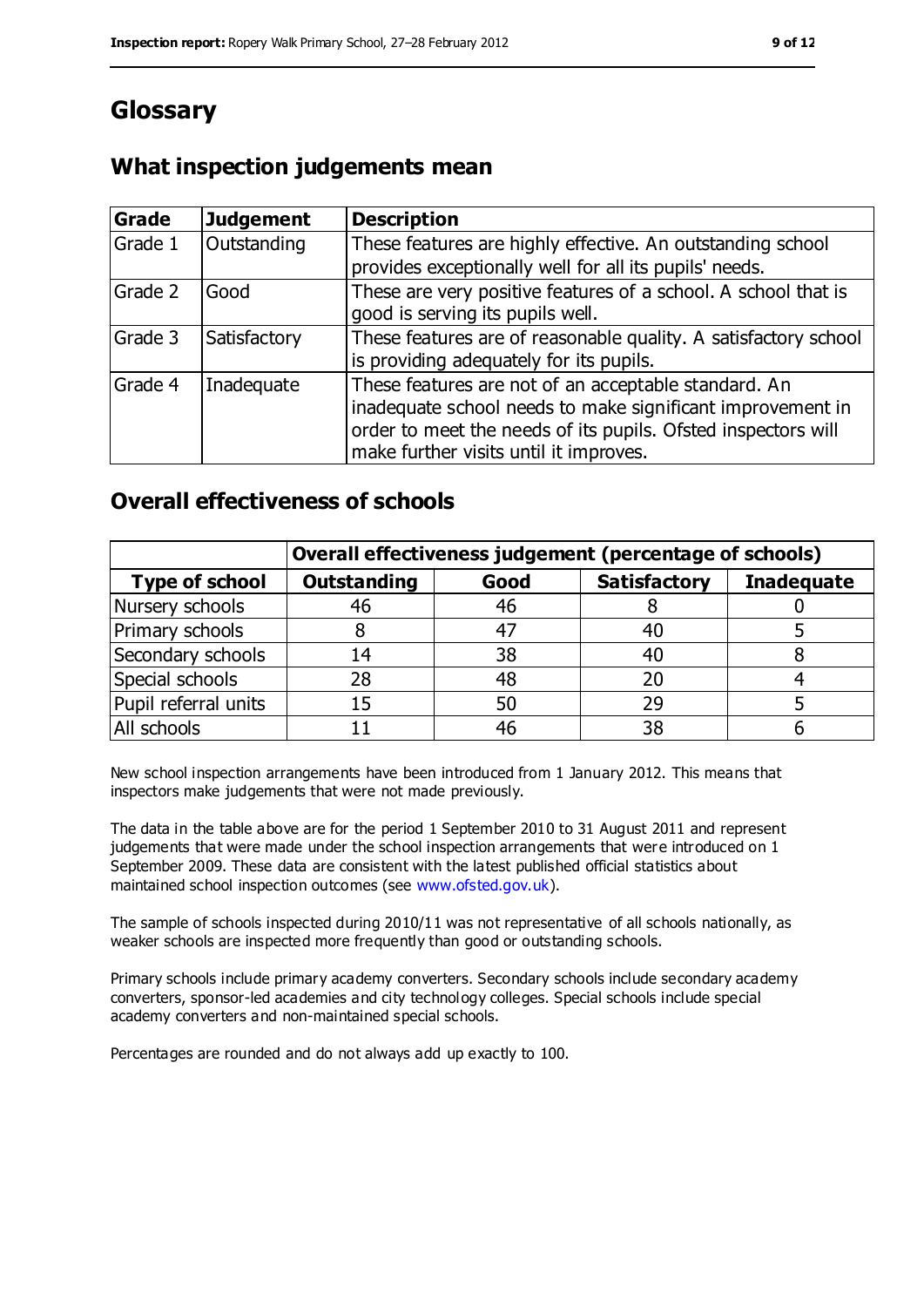# Glossary

## What inspection judgements mean

| Grade | Judgement | Description |
|---|---|---|
| Grade 1 | Outstanding | These features are highly effective. An outstanding school provides exceptionally well for all its pupils' needs. |
| Grade 2 | Good | These are very positive features of a school. A school that is good is serving its pupils well. |
| Grade 3 | Satisfactory | These features are of reasonable quality. A satisfactory school is providing adequately for its pupils. |
| Grade 4 | Inadequate | These features are not of an acceptable standard. An inadequate school needs to make significant improvement in order to meet the needs of its pupils. Ofsted inspectors will make further visits until it improves. |

## Overall effectiveness of schools

| | Overall effectiveness judgement (percentage of schools) | | | |
|---|---|---|---|---|
| **Type of school** | **Outstanding** | **Good** | **Satisfactory** | **Inadequate** |
| Nursery schools | 46 | 46 | 8 | 0 |
| Primary schools | 8 | 47 | 40 | 5 |
| Secondary schools | 14 | 38 | 40 | 8 |
| Special schools | 28 | 48 | 20 | 4 |
| Pupil referral units | 15 | 50 | 29 | 5 |
| All schools | 11 | 46 | 38 | 6 |

New school inspection arrangements have been introduced from 1 January 2012. This means that inspectors make judgements that were not made previously.

The data in the table above are for the period 1 September 2010 to 31 August 2011 and represent judgements that were made under the school inspection arrangements that were introduced on 1 September 2009. These data are consistent with the latest published official statistics about maintained school inspection outcomes (see www.ofsted.gov.uk).

The sample of schools inspected during 2010/11 was not representative of all schools nationally, as weaker schools are inspected more frequently than good or outstanding schools.

Primary schools include primary academy converters. Secondary schools include secondary academy converters, sponsor-led academies and city technology colleges. Special schools include special academy converters and non-maintained special schools.

Percentages are rounded and do not always add up exactly to 100.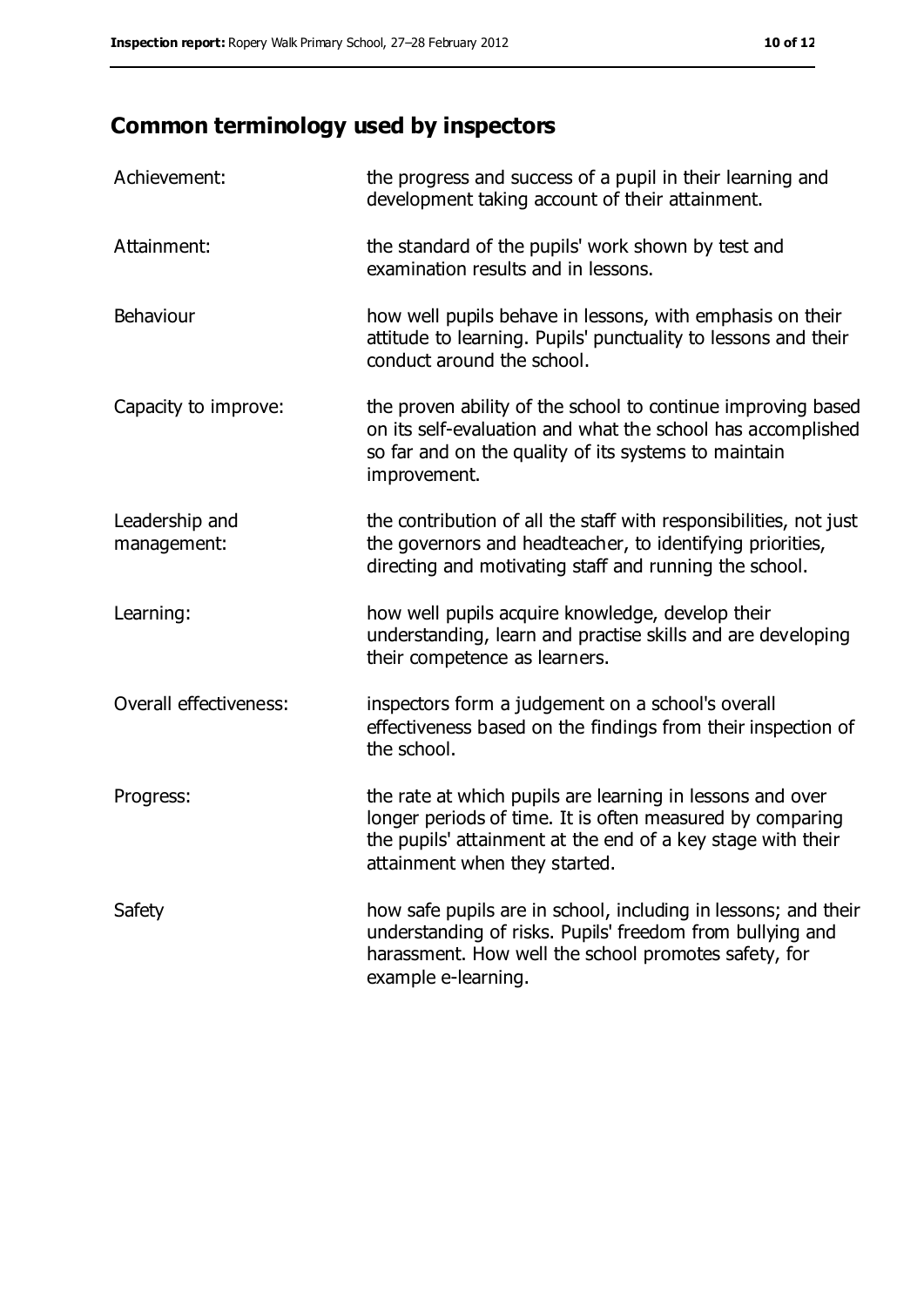## Common terminology used by inspectors

| | |
|---|---|
| Achievement: | the progress and success of a pupil in their learning and development taking account of their attainment. |
| Attainment: | the standard of the pupils' work shown by test and examination results and in lessons. |
| Behaviour | how well pupils behave in lessons, with emphasis on their attitude to learning. Pupils' punctuality to lessons and their conduct around the school. |
| Capacity to improve: | the proven ability of the school to continue improving based on its self-evaluation and what the school has accomplished so far and on the quality of its systems to maintain improvement. |
| Leadership and management: | the contribution of all the staff with responsibilities, not just the governors and headteacher, to identifying priorities, directing and motivating staff and running the school. |
| Learning: | how well pupils acquire knowledge, develop their understanding, learn and practise skills and are developing their competence as learners. |
| Overall effectiveness: | inspectors form a judgement on a school's overall effectiveness based on the findings from their inspection of the school. |
| Progress: | the rate at which pupils are learning in lessons and over longer periods of time. It is often measured by comparing the pupils' attainment at the end of a key stage with their attainment when they started. |
| Safety | how safe pupils are in school, including in lessons; and their understanding of risks. Pupils' freedom from bullying and harassment. How well the school promotes safety, for example e-learning. |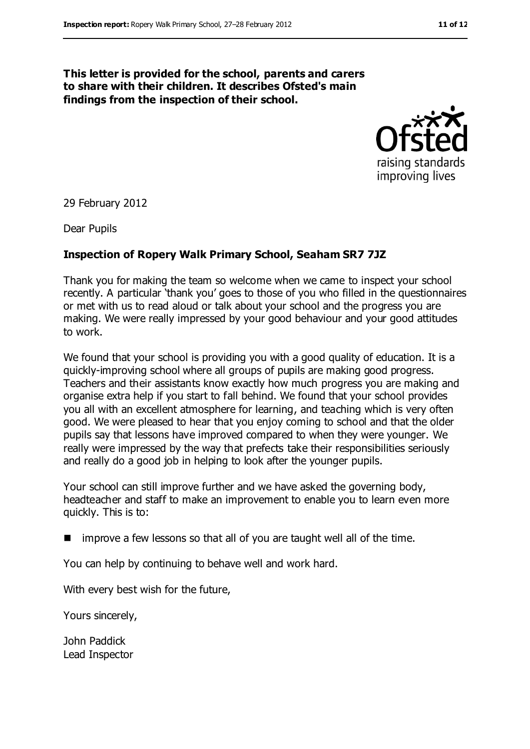**This letter is provided for the school, parents and carers to share with their children. It describes Ofsted's main findings from the inspection of their school.**

29 February 2012

Dear Pupils

**Inspection of Ropery Walk Primary School, Seaham SR7 7JZ**

Thank you for making the team so welcome when we came to inspect your school recently. A particular 'thank you' goes to those of you who filled in the questionnaires or met with us to read aloud or talk about your school and the progress you are making. We were really impressed by your good behaviour and your good attitudes to work.

We found that your school is providing you with a good quality of education. It is a quickly-improving school where all groups of pupils are making good progress. Teachers and their assistants know exactly how much progress you are making and organise extra help if you start to fall behind. We found that your school provides you all with an excellent atmosphere for learning, and teaching which is very often good. We were pleased to hear that you enjoy coming to school and that the older pupils say that lessons have improved compared to when they were younger. We really were impressed by the way that prefects take their responsibilities seriously and really do a good job in helping to look after the younger pupils.

Your school can still improve further and we have asked the governing body, headteacher and staff to make an improvement to enable you to learn even more quickly. This is to:

- improve a few lessons so that all of you are taught well all of the time.

You can help by continuing to behave well and work hard.

With every best wish for the future,

Yours sincerely,

John Paddick
Lead Inspector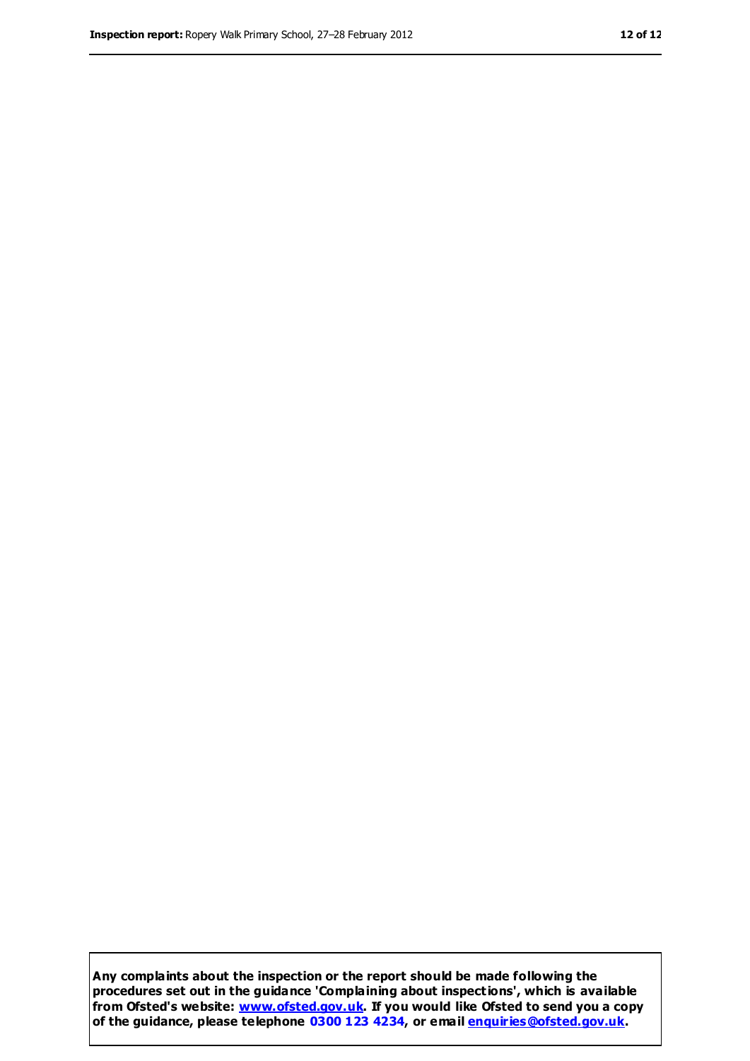**Any complaints about the inspection or the report should be made following the procedures set out in the guidance 'Complaining about inspections', which is available from Ofsted's website: [www.ofsted.gov.uk](http://www.ofsted.gov.uk). If you would like Ofsted to send you a copy of the guidance, please telephone 0300 123 4234, or email [enquiries@ofsted.gov.uk](mailto:enquiries@ofsted.gov.uk).**